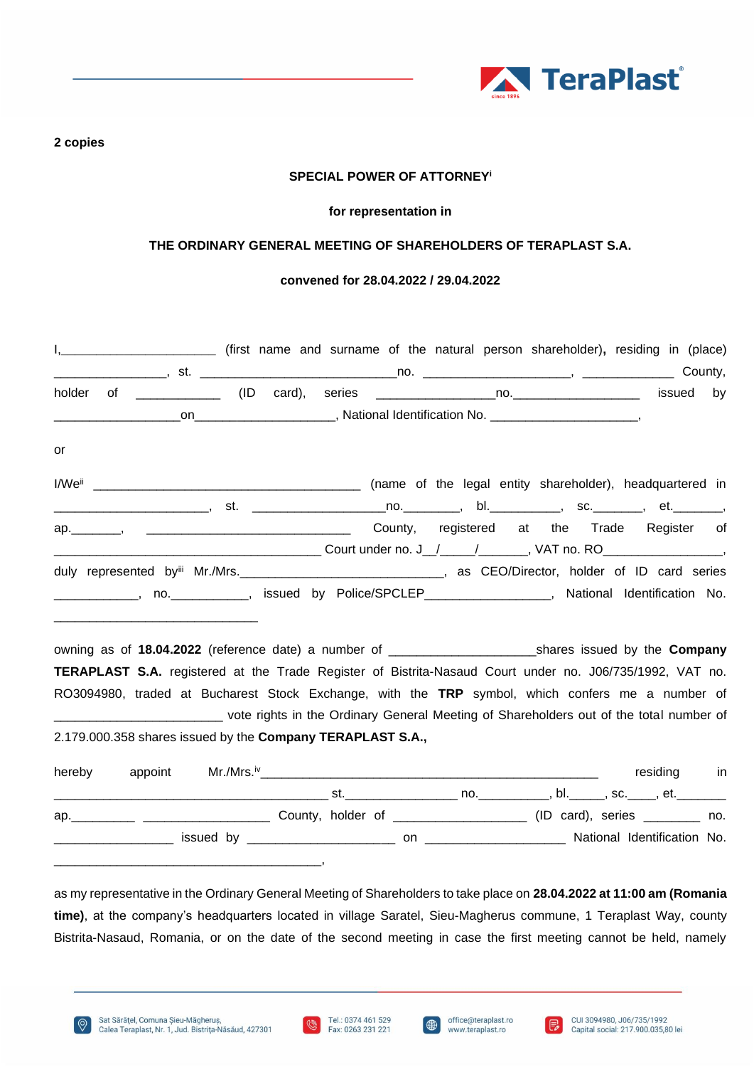**2 copies**

**SPECIAL POWER OF ATTORNEY**[i]

**for representation in**

**THE ORDINARY GENERAL MEETING OF SHAREHOLDERS OF TERAPLAST S.A.**

**convened for 28.04.2022 / 29.04.2022**

I,______________________ (first name and surname of the natural person shareholder), residing in (place) _______________, st. ___________________________no. ____________________, ____________ County, holder of ___________ (ID card), series _______________no.__________________ issued by _________________on___________________, National Identification No. ____________________,

or

I/We[ii] ____________________________________ (name of the legal entity shareholder), headquartered in _____________________, st. __________________no._______, bl._________, sc.______, et.______, ap._______, ____________________________ County, registered at the Trade Register of ____________________________________ Court under no. J__/____/______, VAT no. RO________________, duly represented by[iii] Mr./Mrs.____________________________, as CEO/Director, holder of ID card series ___________, no.__________, issued by Police/SPCLEP_________________, National Identification No. ___________________________

owning as of **18.04.2022** (reference date) a number of ___________________shares issued by the **Company TERAPLAST S.A.** registered at the Trade Register of Bistrita-Nasaud Court under no. J06/735/1992, VAT no. RO3094980, traded at Bucharest Stock Exchange, with the **TRP** symbol, which confers me a number of ______________________ vote rights in the Ordinary General Meeting of Shareholders out of the total number of 2.179.000.358 shares issued by the **Company TERAPLAST S.A.,**

hereby appoint Mr./Mrs.[iv]______________________________________________ residing in ____________________________________ st._______________ no._________, bl._____, sc.____, et._______ ap._________ _________________ County, holder of __________________ (ID card), series ________ no. ________________ issued by ____________________ on ___________________ National Identification No. _____________________________________,

as my representative in the Ordinary General Meeting of Shareholders to take place on **28.04.2022 at 11:00 am (Romania time)**, at the company's headquarters located in village Saratel, Sieu-Magherus commune, 1 Teraplast Way, county Bistrita-Nasaud, Romania, or on the date of the second meeting in case the first meeting cannot be held, namely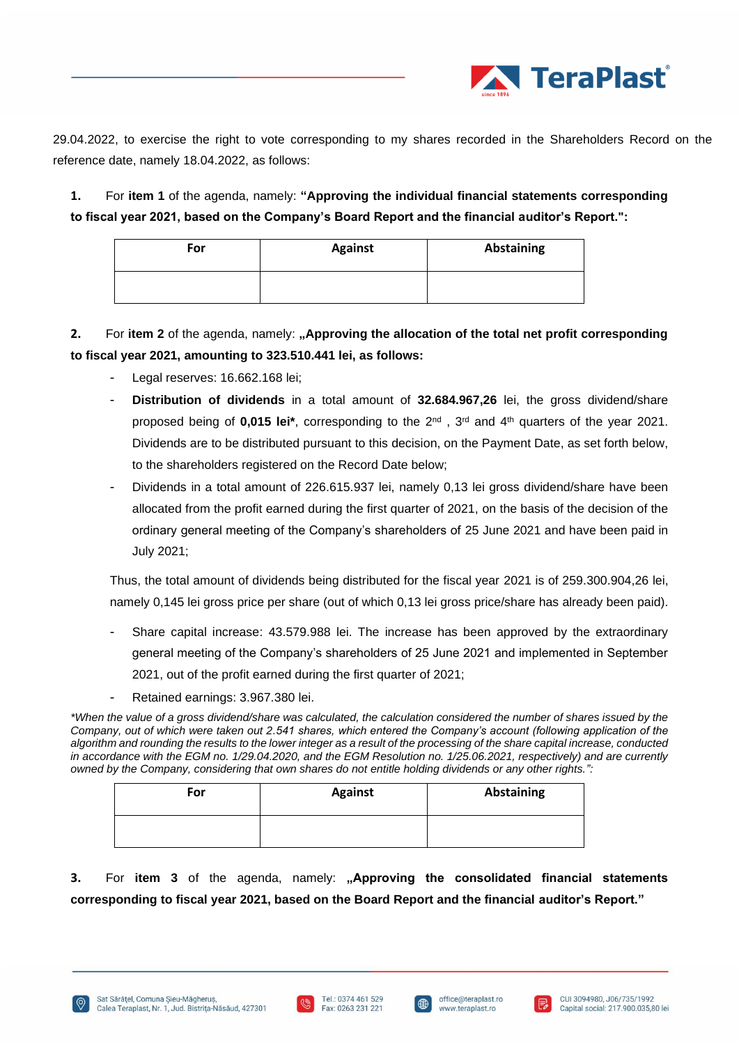29.04.2022, to exercise the right to vote corresponding to my shares recorded in the Shareholders Record on the reference date, namely 18.04.2022, as follows:

**1.** For **item 1** of the agenda, namely: **"Approving the individual financial statements corresponding to fiscal year 2021, based on the Company's Board Report and the financial auditor's Report.":**

| For | Against | Abstaining |
|---|---|---|
| | | |

**2.** For **item 2** of the agenda, namely: **„Approving the allocation of the total net profit corresponding to fiscal year 2021, amounting to 323.510.441 lei, as follows:**

- Legal reserves: 16.662.168 lei;
- **Distribution of dividends** in a total amount of **32.684.967,26** lei, the gross dividend/share proposed being of **0,015 lei***, corresponding to the 2nd , 3rd and 4th quarters of the year 2021. Dividends are to be distributed pursuant to this decision, on the Payment Date, as set forth below, to the shareholders registered on the Record Date below;
- Dividends in a total amount of 226.615.937 lei, namely 0,13 lei gross dividend/share have been allocated from the profit earned during the first quarter of 2021, on the basis of the decision of the ordinary general meeting of the Company's shareholders of 25 June 2021 and have been paid in July 2021;

Thus, the total amount of dividends being distributed for the fiscal year 2021 is of 259.300.904,26 lei, namely 0,145 lei gross price per share (out of which 0,13 lei gross price/share has already been paid).

- Share capital increase: 43.579.988 lei. The increase has been approved by the extraordinary general meeting of the Company's shareholders of 25 June 2021 and implemented in September 2021, out of the profit earned during the first quarter of 2021;
- Retained earnings: 3.967.380 lei.

*\*When the value of a gross dividend/share was calculated, the calculation considered the number of shares issued by the Company, out of which were taken out 2.541 shares, which entered the Company's account (following application of the algorithm and rounding the results to the lower integer as a result of the processing of the share capital increase, conducted in accordance with the EGM no. 1/29.04.2020, and the EGM Resolution no. 1/25.06.2021, respectively) and are currently owned by the Company, considering that own shares do not entitle holding dividends or any other rights.":*

| For | Against | Abstaining |
|---|---|---|
| | | |

**3.** For **item 3** of the agenda, namely: **„Approving the consolidated financial statements corresponding to fiscal year 2021, based on the Board Report and the financial auditor's Report."**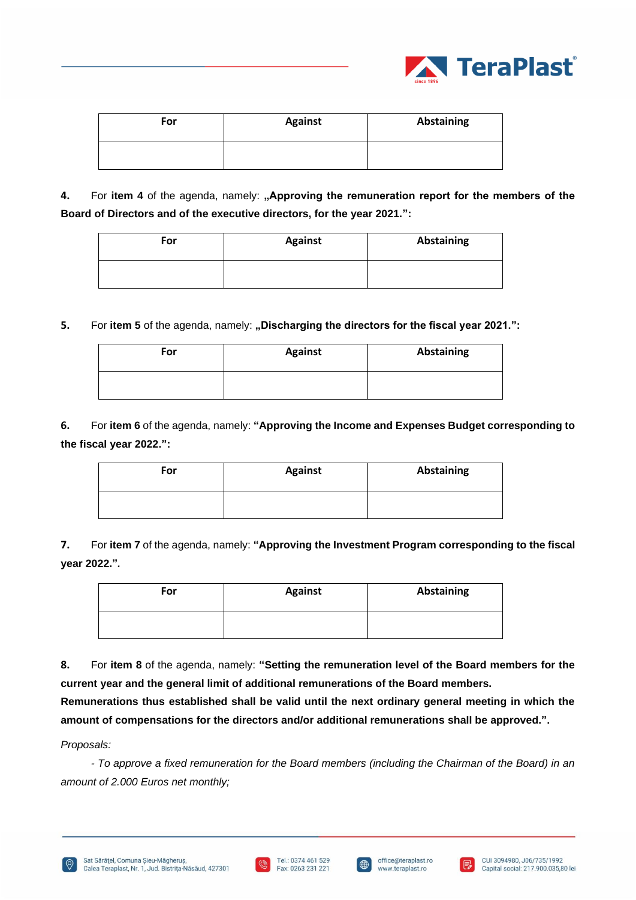| For | Against | Abstaining |
| --- | --- | --- |
| | | |

4. For **item 4** of the agenda, namely: **„Approving the remuneration report for the members of the Board of Directors and of the executive directors, for the year 2021.":**

| For | Against | Abstaining |
| --- | --- | --- |
| | | |

5. For **item 5** of the agenda, namely: **„Discharging the directors for the fiscal year 2021.":**

| For | Against | Abstaining |
| --- | --- | --- |
| | | |

6. For **item 6** of the agenda, namely: **"Approving the Income and Expenses Budget corresponding to the fiscal year 2022.":**

| For | Against | Abstaining |
| --- | --- | --- |
| | | |

7. For **item 7** of the agenda, namely: **"Approving the Investment Program corresponding to the fiscal year 2022.".**

| For | Against | Abstaining |
| --- | --- | --- |
| | | |

8. For **item 8** of the agenda, namely: **"Setting the remuneration level of the Board members for the current year and the general limit of additional remunerations of the Board members. Remunerations thus established shall be valid until the next ordinary general meeting in which the amount of compensations for the directors and/or additional remunerations shall be approved.".**

*Proposals:*

*- To approve a fixed remuneration for the Board members (including the Chairman of the Board) in an amount of 2.000 Euros net monthly;*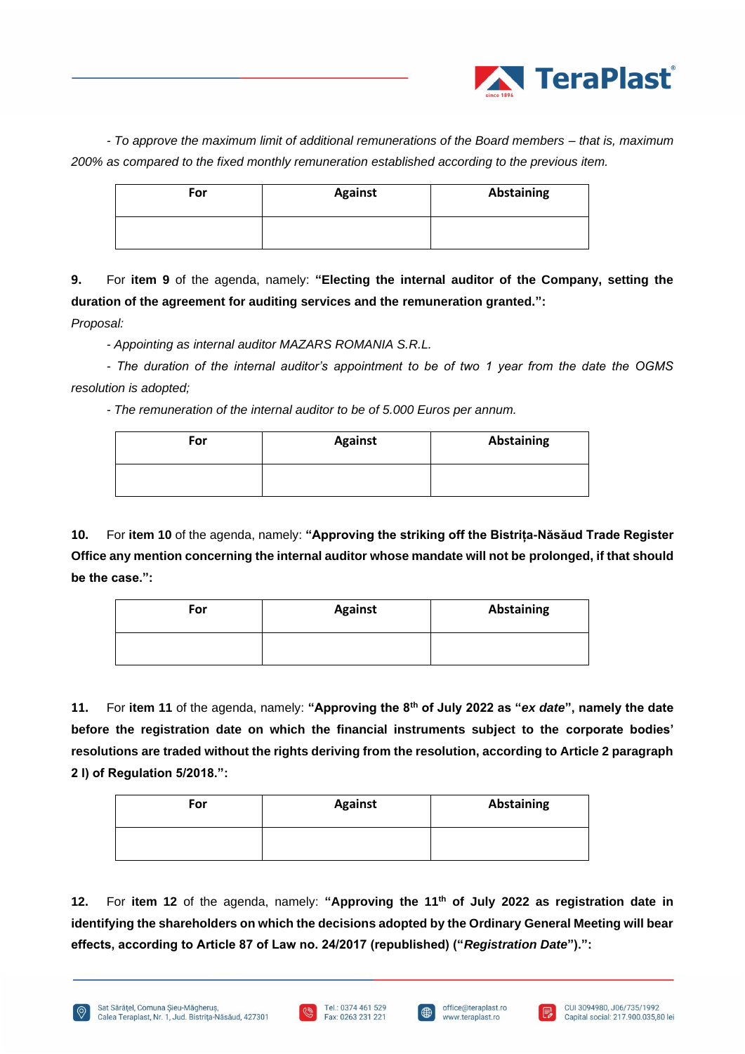*- To approve the maximum limit of additional remunerations of the Board members – that is, maximum 200% as compared to the fixed monthly remuneration established according to the previous item.*

| For | Against | Abstaining |
|---|---|---|
| | | |

**9.** For **item 9** of the agenda, namely: **"Electing the internal auditor of the Company, setting the duration of the agreement for auditing services and the remuneration granted.":**

*Proposal:*

*- Appointing as internal auditor MAZARS ROMANIA S.R.L.*

*- The duration of the internal auditor's appointment to be of two 1 year from the date the OGMS resolution is adopted;*

*- The remuneration of the internal auditor to be of 5.000 Euros per annum.*

| For | Against | Abstaining |
|---|---|---|
| | | |

**10.** For **item 10** of the agenda, namely: **"Approving the striking off the Bistrița-Năsăud Trade Register Office any mention concerning the internal auditor whose mandate will not be prolonged, if that should be the case.":**

| For | Against | Abstaining |
|---|---|---|
| | | |

**11.** For **item 11** of the agenda, namely: **"Approving the 8th of July 2022 as "*ex date*", namely the date before the registration date on which the financial instruments subject to the corporate bodies' resolutions are traded without the rights deriving from the resolution, according to Article 2 paragraph 2 l) of Regulation 5/2018.":**

| For | Against | Abstaining |
|---|---|---|
| | | |

**12.** For **item 12** of the agenda, namely: **"Approving the 11th of July 2022 as registration date in identifying the shareholders on which the decisions adopted by the Ordinary General Meeting will bear effects, according to Article 87 of Law no. 24/2017 (republished) ("*Registration Date*").":**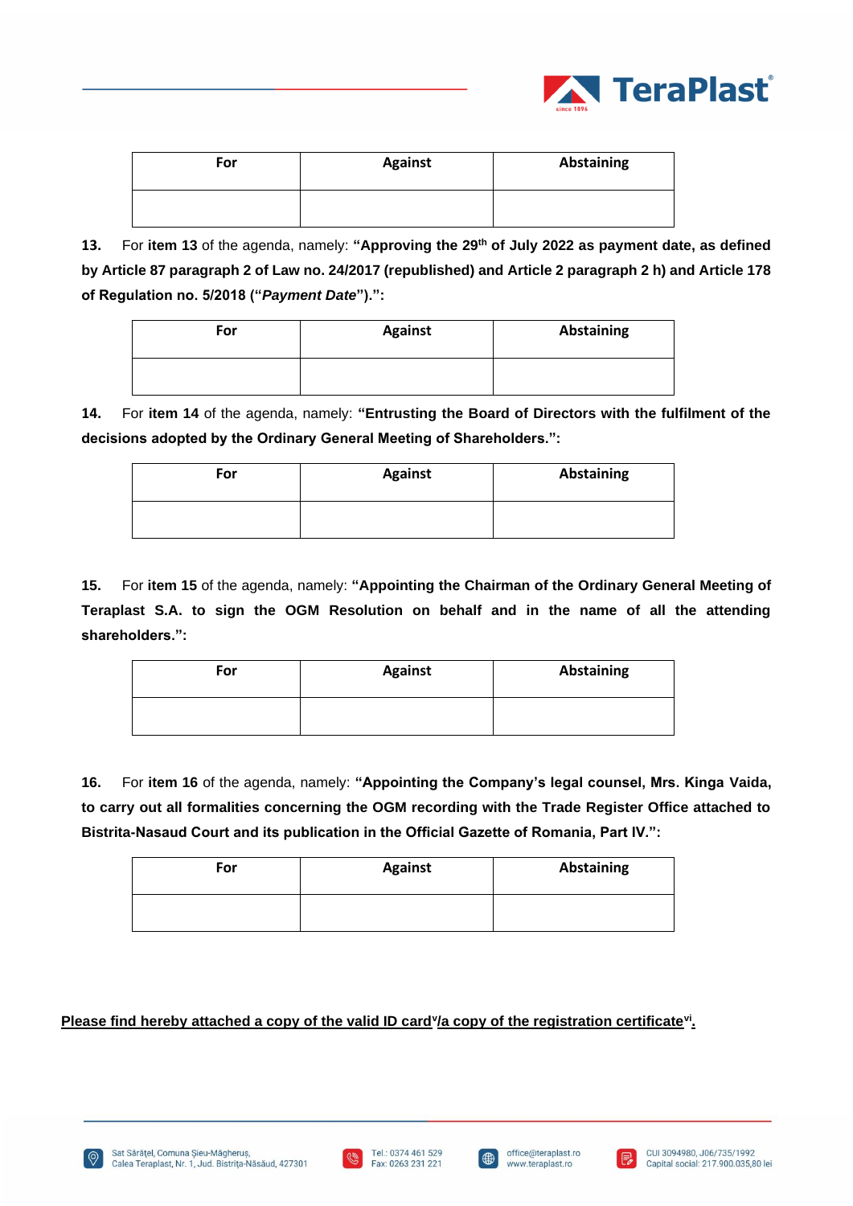| For | Against | Abstaining |
| --- | --- | --- |
| | | |

**13.** For **item 13** of the agenda, namely: **"Approving the 29th of July 2022 as payment date, as defined by Article 87 paragraph 2 of Law no. 24/2017 (republished) and Article 2 paragraph 2 h) and Article 178 of Regulation no. 5/2018 ("*Payment Date*").":**

| For | Against | Abstaining |
| --- | --- | --- |
| | | |

**14.** For **item 14** of the agenda, namely: **"Entrusting the Board of Directors with the fulfilment of the decisions adopted by the Ordinary General Meeting of Shareholders.":**

| For | Against | Abstaining |
| --- | --- | --- |
| | | |

**15.** For **item 15** of the agenda, namely: **"Appointing the Chairman of the Ordinary General Meeting of Teraplast S.A. to sign the OGM Resolution on behalf and in the name of all the attending shareholders.":**

| For | Against | Abstaining |
| --- | --- | --- |
| | | |

**16.** For **item 16** of the agenda, namely: **"Appointing the Company's legal counsel, Mrs. Kinga Vaida, to carry out all formalities concerning the OGM recording with the Trade Register Office attached to Bistrita-Nasaud Court and its publication in the Official Gazette of Romania, Part IV.":**

| For | Against | Abstaining |
| --- | --- | --- |
| | | |

**Please find hereby attached a copy of the valid ID card[v]/a copy of the registration certificate[vi].**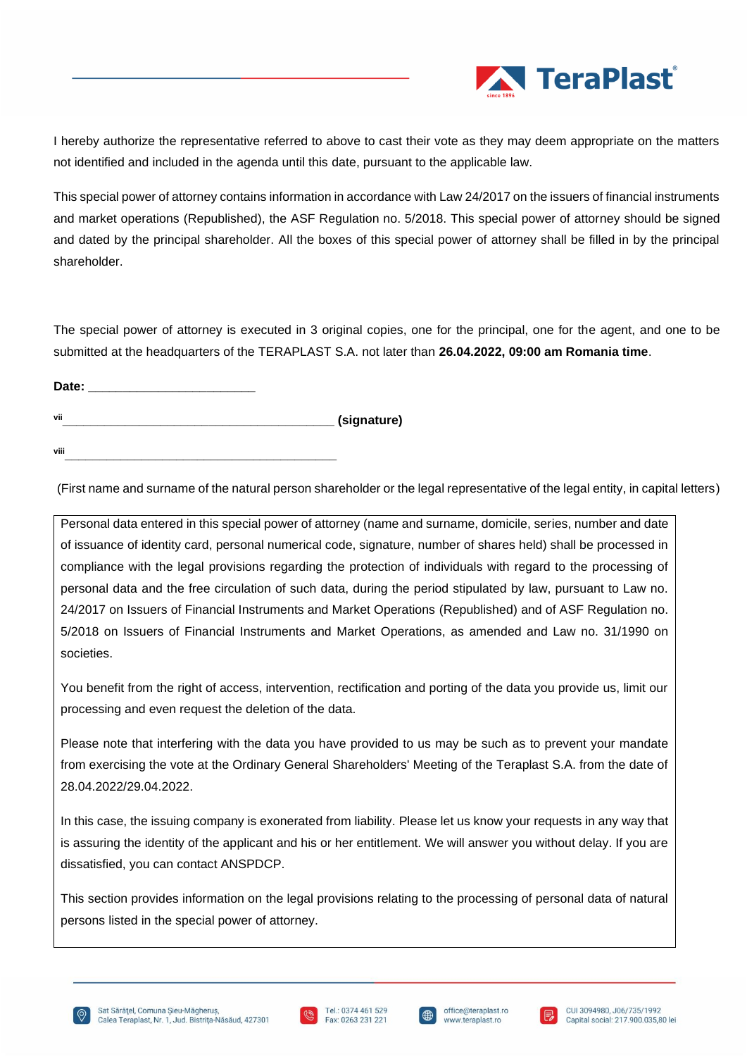I hereby authorize the representative referred to above to cast their vote as they may deem appropriate on the matters not identified and included in the agenda until this date, pursuant to the applicable law.

This special power of attorney contains information in accordance with Law 24/2017 on the issuers of financial instruments and market operations (Republished), the ASF Regulation no. 5/2018. This special power of attorney should be signed and dated by the principal shareholder. All the boxes of this special power of attorney shall be filled in by the principal shareholder.

The special power of attorney is executed in 3 original copies, one for the principal, one for the agent, and one to be submitted at the headquarters of the TERAPLAST S.A. not later than **26.04.2022, 09:00 am Romania time**.

**Date: ________________________**

[vii] _________________________________________ **(signature)**

[viii] _________________________________________

(First name and surname of the natural person shareholder or the legal representative of the legal entity, in capital letters)

| Personal data entered in this special power of attorney (name and surname, domicile, series, number and date of issuance of identity card, personal numerical code, signature, number of shares held) shall be processed in compliance with the legal provisions regarding the protection of individuals with regard to the processing of personal data and the free circulation of such data, during the period stipulated by law, pursuant to Law no. 24/2017 on Issuers of Financial Instruments and Market Operations (Republished) and of ASF Regulation no. 5/2018 on Issuers of Financial Instruments and Market Operations, as amended and Law no. 31/1990 on societies.<br><br>You benefit from the right of access, intervention, rectification and porting of the data you provide us, limit our processing and even request the deletion of the data.<br><br>Please note that interfering with the data you have provided to us may be such as to prevent your mandate from exercising the vote at the Ordinary General Shareholders' Meeting of the Teraplast S.A. from the date of 28.04.2022/29.04.2022.<br><br>In this case, the issuing company is exonerated from liability. Please let us know your requests in any way that is assuring the identity of the applicant and his or her entitlement. We will answer you without delay. If you are dissatisfied, you can contact ANSPDCP.<br><br>This section provides information on the legal provisions relating to the processing of personal data of natural persons listed in the special power of attorney. |
|---|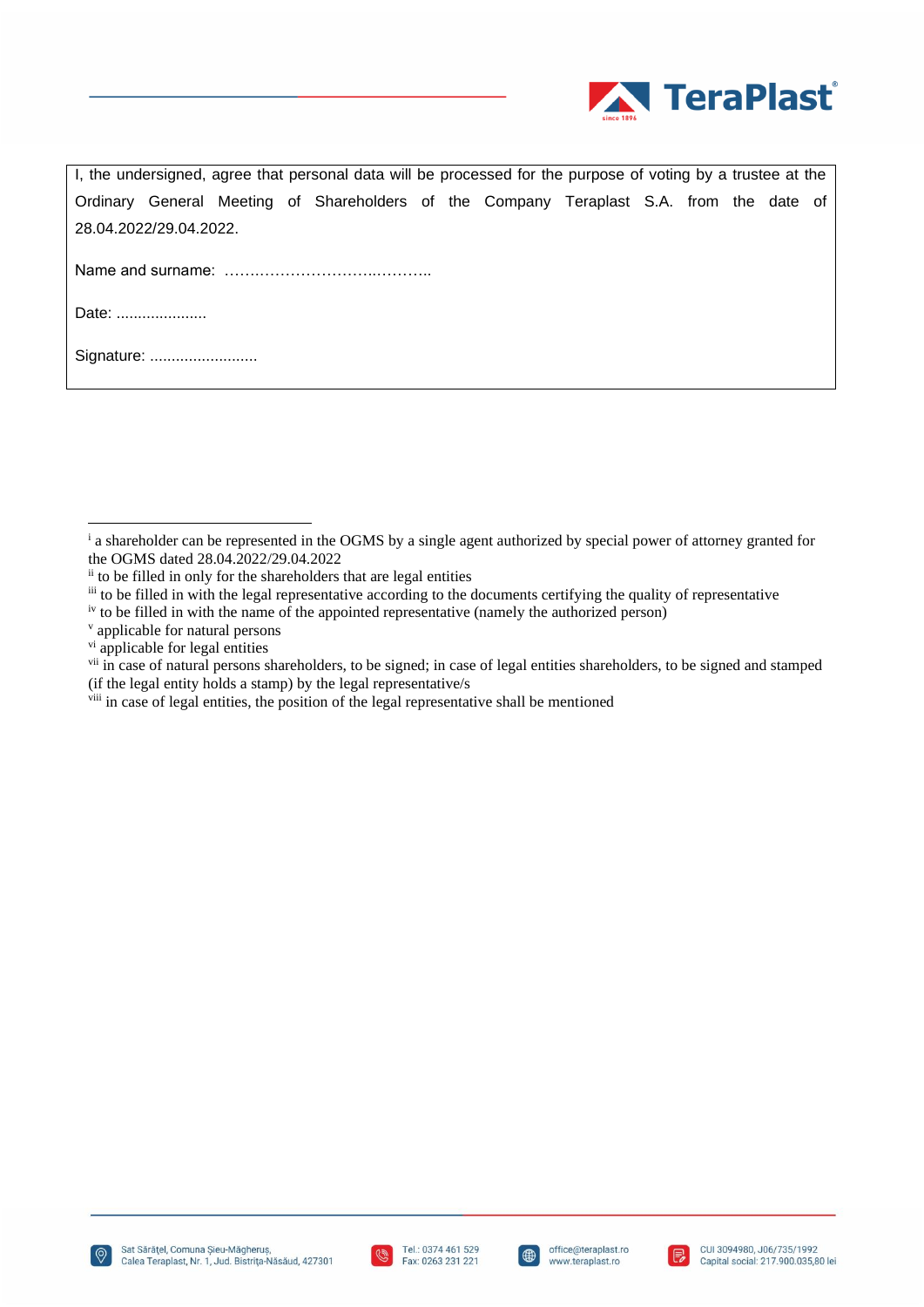I, the undersigned, agree that personal data will be processed for the purpose of voting by a trustee at the Ordinary General Meeting of Shareholders of the Company Teraplast S.A. from the date of 28.04.2022/29.04.2022.

Name and surname: …….…………………..………..

Date: .....................

Signature: .........................

---

[i] a shareholder can be represented in the OGMS by a single agent authorized by special power of attorney granted for the OGMS dated 28.04.2022/29.04.2022

[ii] to be filled in only for the shareholders that are legal entities

[iii] to be filled in with the legal representative according to the documents certifying the quality of representative

[iv] to be filled in with the name of the appointed representative (namely the authorized person)

[v] applicable for natural persons

[vi] applicable for legal entities

[vii] in case of natural persons shareholders, to be signed; in case of legal entities shareholders, to be signed and stamped (if the legal entity holds a stamp) by the legal representative/s

[viii] in case of legal entities, the position of the legal representative shall be mentioned